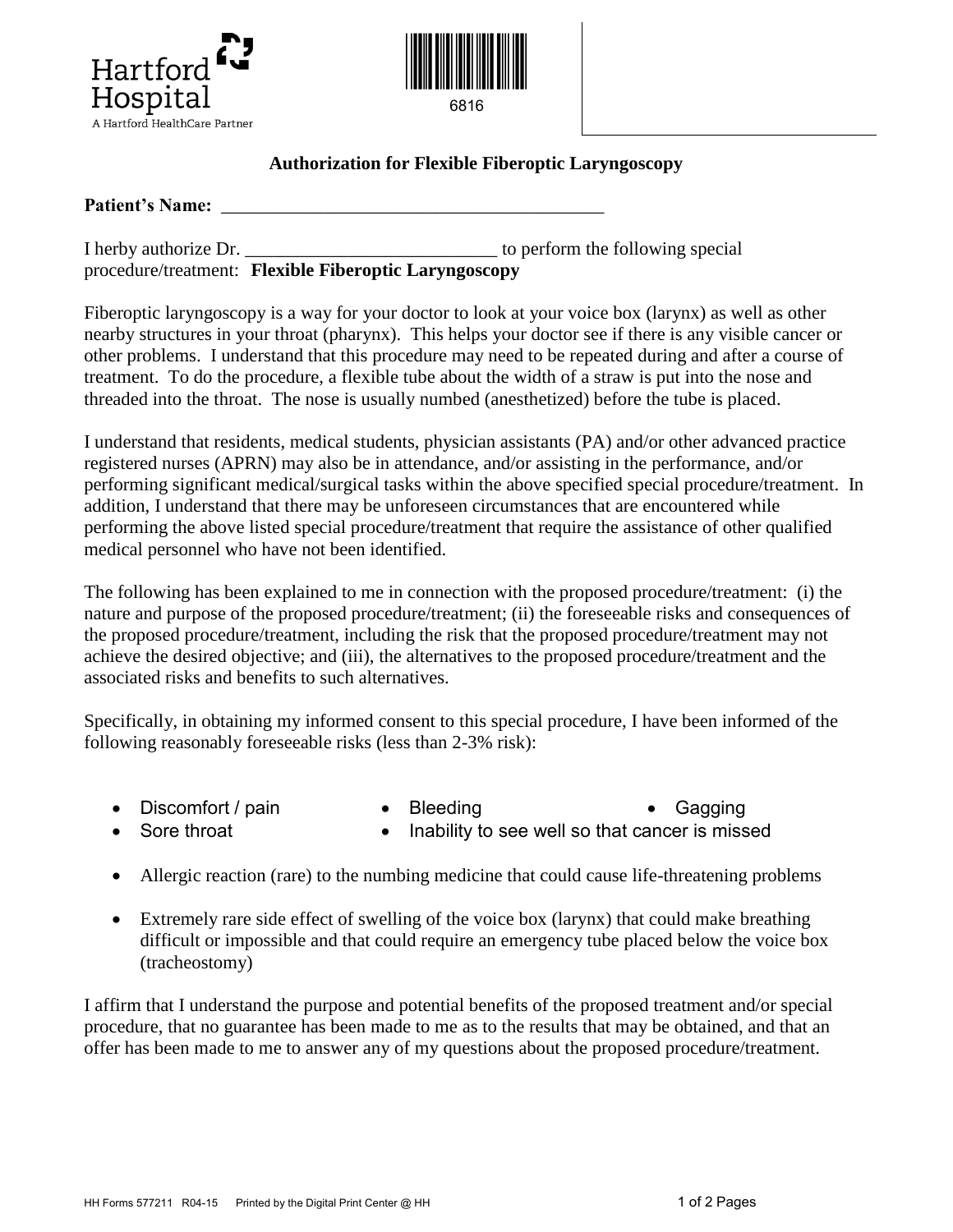Hartford Hospital
A Hartford HealthCare Partner

6816

## Authorization for Flexible Fiberoptic Laryngoscopy

**Patient's Name:** ___________________________________________

I herby authorize Dr. ___________________________ to perform the following special procedure/treatment: **Flexible Fiberoptic Laryngoscopy**

Fiberoptic laryngoscopy is a way for your doctor to look at your voice box (larynx) as well as other nearby structures in your throat (pharynx). This helps your doctor see if there is any visible cancer or other problems. I understand that this procedure may need to be repeated during and after a course of treatment. To do the procedure, a flexible tube about the width of a straw is put into the nose and threaded into the throat. The nose is usually numbed (anesthetized) before the tube is placed.

I understand that residents, medical students, physician assistants (PA) and/or other advanced practice registered nurses (APRN) may also be in attendance, and/or assisting in the performance, and/or performing significant medical/surgical tasks within the above specified special procedure/treatment. In addition, I understand that there may be unforeseen circumstances that are encountered while performing the above listed special procedure/treatment that require the assistance of other qualified medical personnel who have not been identified.

The following has been explained to me in connection with the proposed procedure/treatment: (i) the nature and purpose of the proposed procedure/treatment; (ii) the foreseeable risks and consequences of the proposed procedure/treatment, including the risk that the proposed procedure/treatment may not achieve the desired objective; and (iii), the alternatives to the proposed procedure/treatment and the associated risks and benefits to such alternatives.

Specifically, in obtaining my informed consent to this special procedure, I have been informed of the following reasonably foreseeable risks (less than 2-3% risk):

- Discomfort / pain
- Bleeding
- Gagging
- Sore throat
- Inability to see well so that cancer is missed

- Allergic reaction (rare) to the numbing medicine that could cause life-threatening problems
- Extremely rare side effect of swelling of the voice box (larynx) that could make breathing difficult or impossible and that could require an emergency tube placed below the voice box (tracheostomy)

I affirm that I understand the purpose and potential benefits of the proposed treatment and/or special procedure, that no guarantee has been made to me as to the results that may be obtained, and that an offer has been made to me to answer any of my questions about the proposed procedure/treatment.

HH Forms 577211 R04-15 Printed by the Digital Print Center @ HH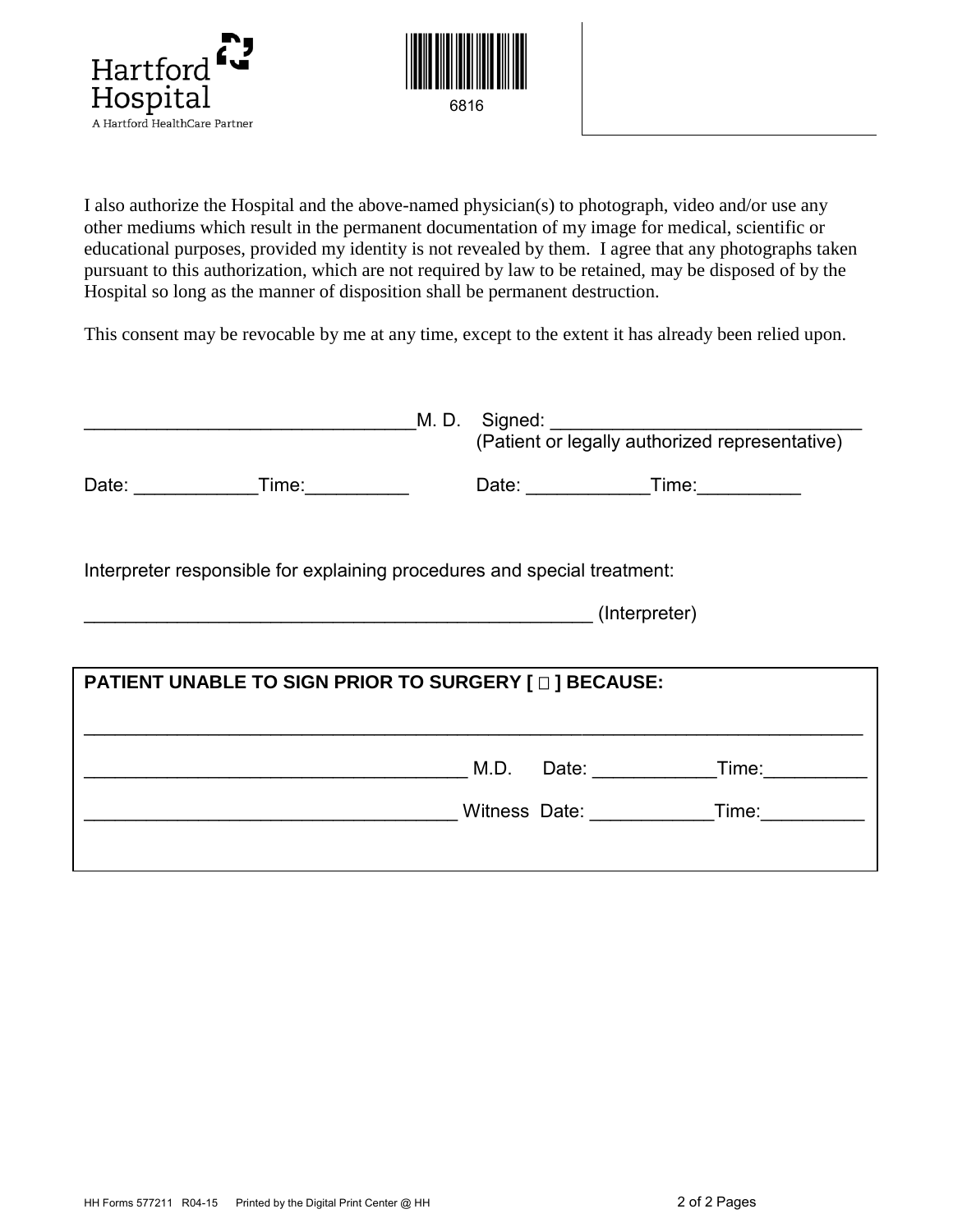Hartford Hospital
A Hartford HealthCare Partner

6816

I also authorize the Hospital and the above-named physician(s) to photograph, video and/or use any other mediums which result in the permanent documentation of my image for medical, scientific or educational purposes, provided my identity is not revealed by them. I agree that any photographs taken pursuant to this authorization, which are not required by law to be retained, may be disposed of by the Hospital so long as the manner of disposition shall be permanent destruction.

This consent may be revocable by me at any time, except to the extent it has already been relied upon.

________________________________M. D. Signed: ______________________________
(Patient or legally authorized representative)

Date: ___________Time:_________ Date: ___________Time:_________

Interpreter responsible for explaining procedures and special treatment:

__________________________________________________ (Interpreter)

**PATIENT UNABLE TO SIGN PRIOR TO SURGERY [ □ ] BECAUSE:**

____________________________________________________________________________

___________________________________ M.D. Date: ___________Time:_________

___________________________________ Witness Date: ___________Time:_________

HH Forms 577211 R04-15 Printed by the Digital Print Center @ HH